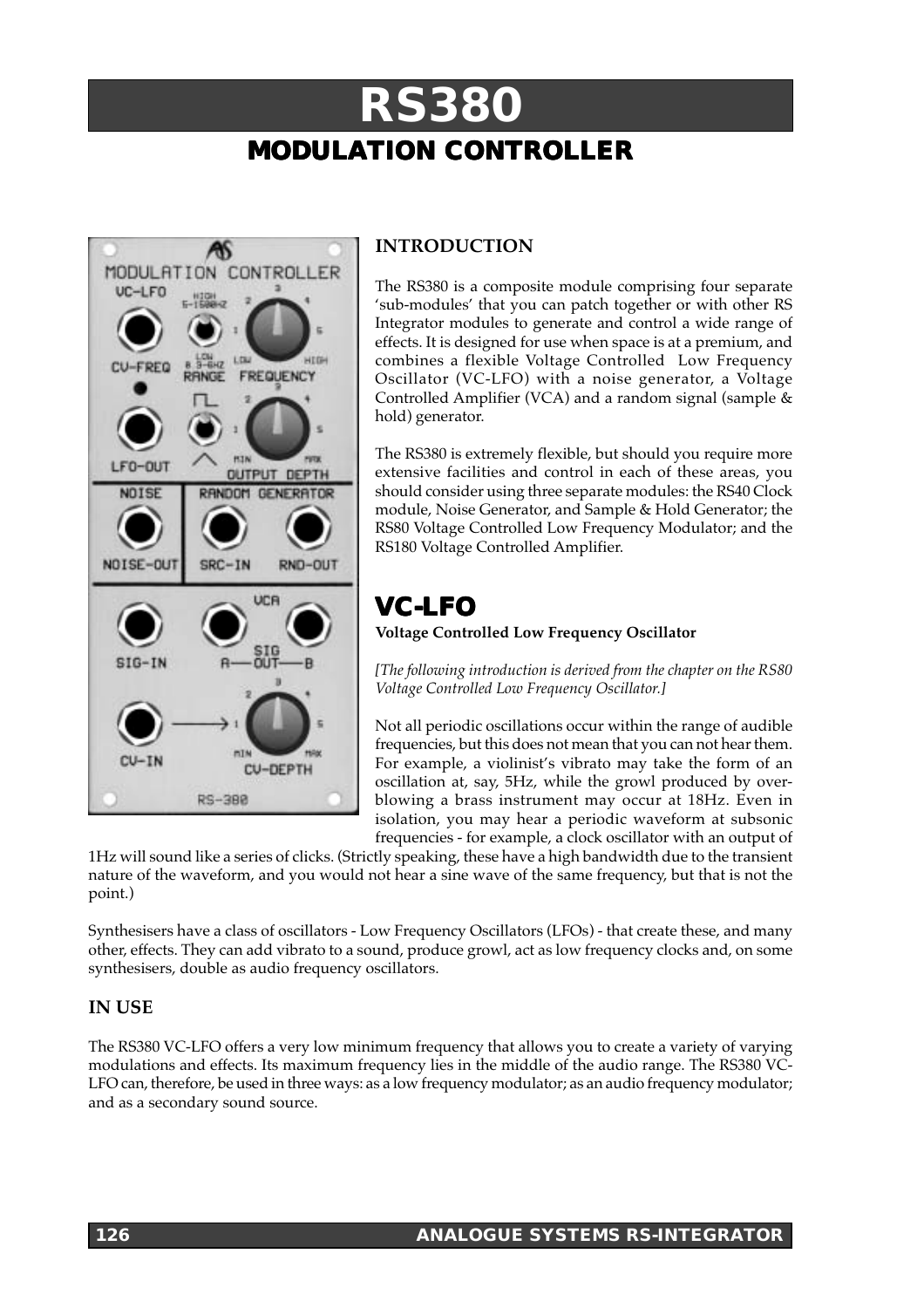# RS380

## MODULATION CONTROLLER

### INTRODUCTION

The RS380 is a composite module comprising four separate 'sub-modules' that you can patch together or with other RS Integrator modules to generate and control a wide range of effects. It is designed for use when space is at a premium, and combines a flexible Voltage Controlled Low Frequency Oscillator (VC-LFO) with a noise generator, a Voltage Controlled Amplifier (VCA) and a random signal (sample & hold) generator.

The RS380 is extremely flexible, but should you require more extensive facilities and control in each of these areas, you should consider using three separate modules: the RS40 Clock module, Noise Generator, and Sample & Hold Generator; the RS80 Voltage Controlled Low Frequency Modulator; and the RS180 Voltage Controlled Amplifier.

## VC-LFO

**Voltage Controlled Low Frequency Oscillator**

*[The following introduction is derived from the chapter on the RS80 Voltage Controlled Low Frequency Oscillator.]*

Not all periodic oscillations occur within the range of audible frequencies, but this does not mean that you can not hear them. For example, a violinist's vibrato may take the form of an oscillation at, say, 5Hz, while the growl produced by over-blowing a brass instrument may occur at 18Hz. Even in isolation, you may hear a periodic waveform at subsonic frequencies - for example, a clock oscillator with an output of 1Hz will sound like a series of clicks. (Strictly speaking, these have a high bandwidth due to the transient nature of the waveform, and you would not hear a sine wave of the same frequency, but that is not the point.)

Synthesisers have a class of oscillators - Low Frequency Oscillators (LFOs) - that create these, and many other, effects. They can add vibrato to a sound, produce growl, act as low frequency clocks and, on some synthesisers, double as audio frequency oscillators.

### IN USE

The RS380 VC-LFO offers a very low minimum frequency that allows you to create a variety of varying modulations and effects. Its maximum frequency lies in the middle of the audio range. The RS380 VC-LFO can, therefore, be used in three ways: as a low frequency modulator; as an audio frequency modulator; and as a secondary sound source.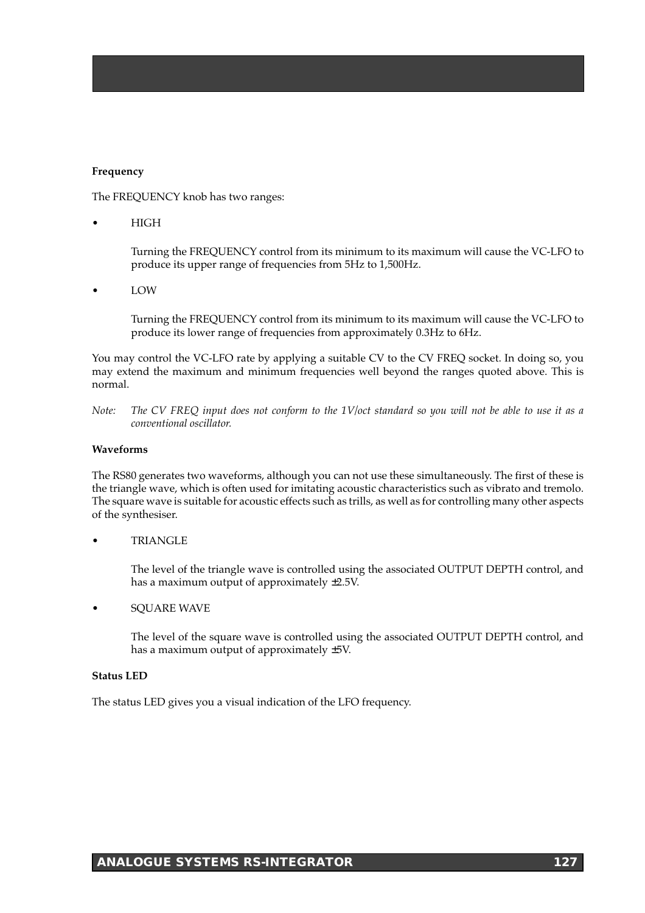**Frequency**

The FREQUENCY knob has two ranges:

- HIGH

  Turning the FREQUENCY control from its minimum to its maximum will cause the VC-LFO to produce its upper range of frequencies from 5Hz to 1,500Hz.

- LOW

  Turning the FREQUENCY control from its minimum to its maximum will cause the VC-LFO to produce its lower range of frequencies from approximately 0.3Hz to 6Hz.

You may control the VC-LFO rate by applying a suitable CV to the CV FREQ socket. In doing so, you may extend the maximum and minimum frequencies well beyond the ranges quoted above. This is normal.

*Note: The CV FREQ input does not conform to the 1V/oct standard so you will not be able to use it as a conventional oscillator.*

**Waveforms**

The RS80 generates two waveforms, although you can not use these simultaneously. The first of these is the triangle wave, which is often used for imitating acoustic characteristics such as vibrato and tremolo. The square wave is suitable for acoustic effects such as trills, as well as for controlling many other aspects of the synthesiser.

- TRIANGLE

  The level of the triangle wave is controlled using the associated OUTPUT DEPTH control, and has a maximum output of approximately ±2.5V.

- SQUARE WAVE

  The level of the square wave is controlled using the associated OUTPUT DEPTH control, and has a maximum output of approximately ±5V.

**Status LED**

The status LED gives you a visual indication of the LFO frequency.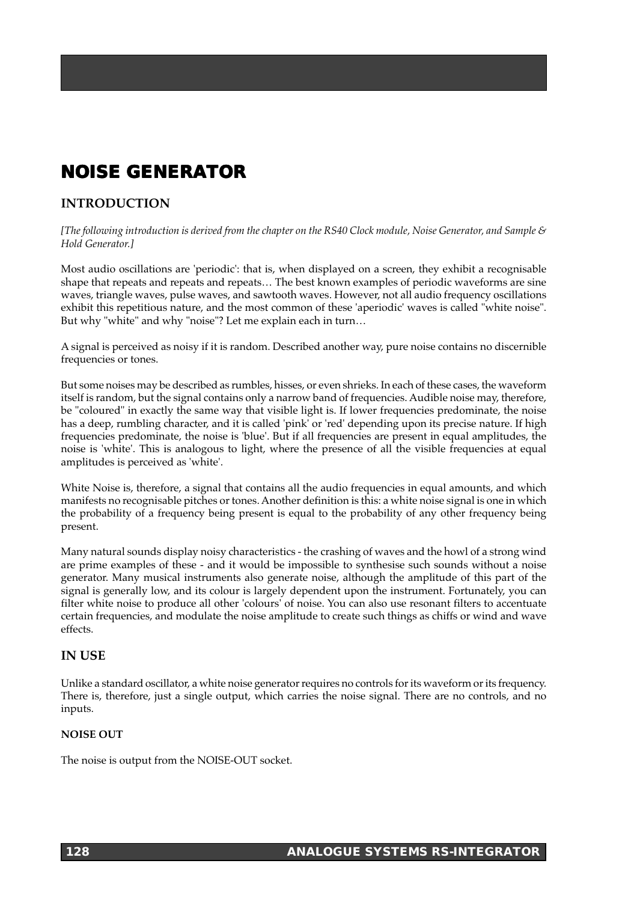# NOISE GENERATOR

## INTRODUCTION

*[The following introduction is derived from the chapter on the RS40 Clock module, Noise Generator, and Sample & Hold Generator.]*

Most audio oscillations are 'periodic': that is, when displayed on a screen, they exhibit a recognisable shape that repeats and repeats and repeats… The best known examples of periodic waveforms are sine waves, triangle waves, pulse waves, and sawtooth waves. However, not all audio frequency oscillations exhibit this repetitious nature, and the most common of these 'aperiodic' waves is called "white noise". But why "white" and why "noise"? Let me explain each in turn…

A signal is perceived as noisy if it is random. Described another way, pure noise contains no discernible frequencies or tones.

But some noises may be described as rumbles, hisses, or even shrieks. In each of these cases, the waveform itself is random, but the signal contains only a narrow band of frequencies. Audible noise may, therefore, be "coloured" in exactly the same way that visible light is. If lower frequencies predominate, the noise has a deep, rumbling character, and it is called 'pink' or 'red' depending upon its precise nature. If high frequencies predominate, the noise is 'blue'. But if all frequencies are present in equal amplitudes, the noise is 'white'. This is analogous to light, where the presence of all the visible frequencies at equal amplitudes is perceived as 'white'.

White Noise is, therefore, a signal that contains all the audio frequencies in equal amounts, and which manifests no recognisable pitches or tones. Another definition is this: a white noise signal is one in which the probability of a frequency being present is equal to the probability of any other frequency being present.

Many natural sounds display noisy characteristics - the crashing of waves and the howl of a strong wind are prime examples of these - and it would be impossible to synthesise such sounds without a noise generator. Many musical instruments also generate noise, although the amplitude of this part of the signal is generally low, and its colour is largely dependent upon the instrument. Fortunately, you can filter white noise to produce all other 'colours' of noise. You can also use resonant filters to accentuate certain frequencies, and modulate the noise amplitude to create such things as chiffs or wind and wave effects.

## IN USE

Unlike a standard oscillator, a white noise generator requires no controls for its waveform or its frequency. There is, therefore, just a single output, which carries the noise signal. There are no controls, and no inputs.

### NOISE OUT

The noise is output from the NOISE-OUT socket.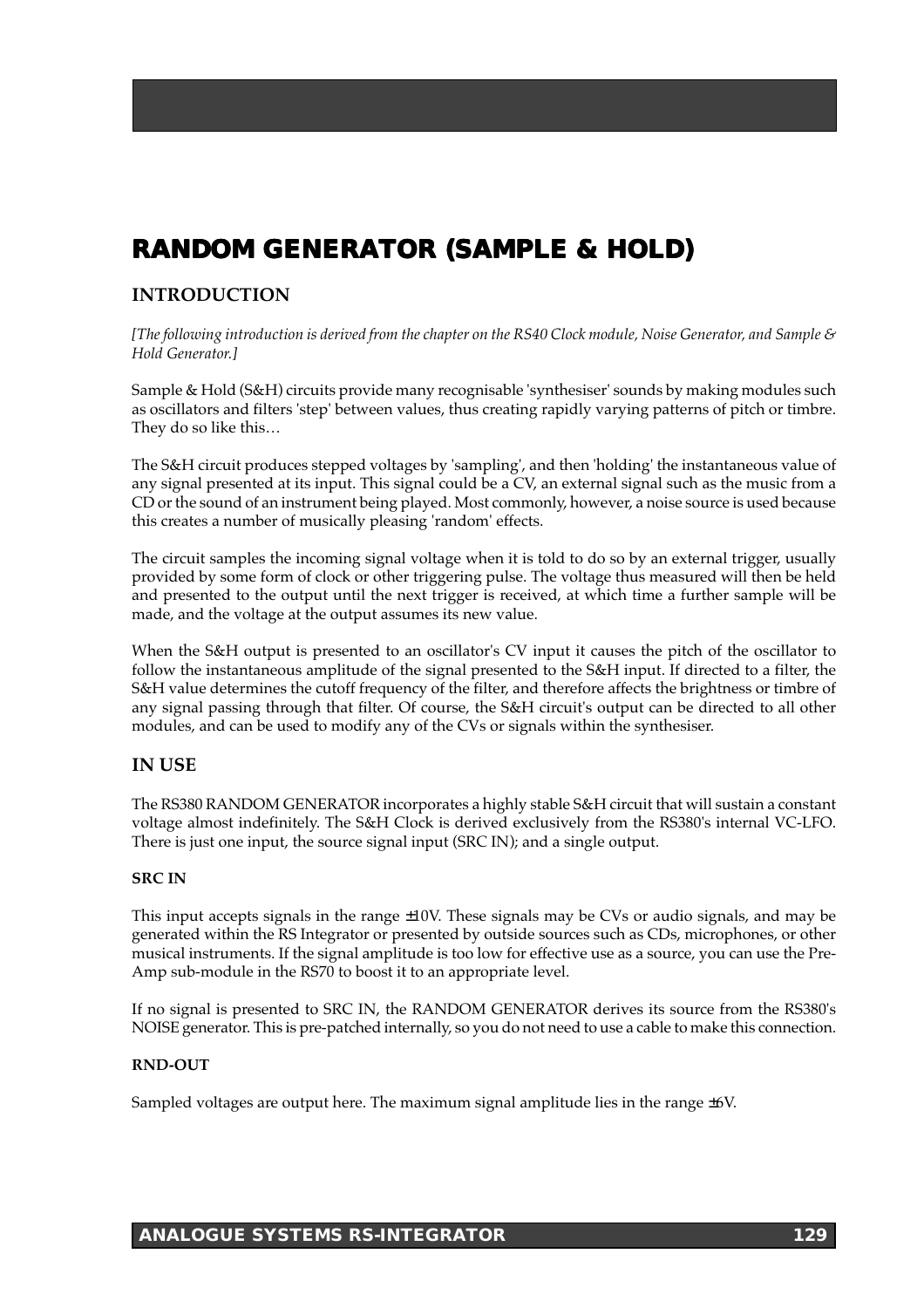# RANDOM GENERATOR (SAMPLE & HOLD)

## INTRODUCTION

*[The following introduction is derived from the chapter on the RS40 Clock module, Noise Generator, and Sample & Hold Generator.]*

Sample & Hold (S&H) circuits provide many recognisable 'synthesiser' sounds by making modules such as oscillators and filters 'step' between values, thus creating rapidly varying patterns of pitch or timbre. They do so like this…

The S&H circuit produces stepped voltages by 'sampling', and then 'holding' the instantaneous value of any signal presented at its input. This signal could be a CV, an external signal such as the music from a CD or the sound of an instrument being played. Most commonly, however, a noise source is used because this creates a number of musically pleasing 'random' effects.

The circuit samples the incoming signal voltage when it is told to do so by an external trigger, usually provided by some form of clock or other triggering pulse. The voltage thus measured will then be held and presented to the output until the next trigger is received, at which time a further sample will be made, and the voltage at the output assumes its new value.

When the S&H output is presented to an oscillator's CV input it causes the pitch of the oscillator to follow the instantaneous amplitude of the signal presented to the S&H input. If directed to a filter, the S&H value determines the cutoff frequency of the filter, and therefore affects the brightness or timbre of any signal passing through that filter. Of course, the S&H circuit's output can be directed to all other modules, and can be used to modify any of the CVs or signals within the synthesiser.

## IN USE

The RS380 RANDOM GENERATOR incorporates a highly stable S&H circuit that will sustain a constant voltage almost indefinitely. The S&H Clock is derived exclusively from the RS380's internal VC-LFO. There is just one input, the source signal input (SRC IN); and a single output.

### SRC IN

This input accepts signals in the range ±10V. These signals may be CVs or audio signals, and may be generated within the RS Integrator or presented by outside sources such as CDs, microphones, or other musical instruments. If the signal amplitude is too low for effective use as a source, you can use the Pre-Amp sub-module in the RS70 to boost it to an appropriate level.

If no signal is presented to SRC IN, the RANDOM GENERATOR derives its source from the RS380's NOISE generator. This is pre-patched internally, so you do not need to use a cable to make this connection.

### RND-OUT

Sampled voltages are output here. The maximum signal amplitude lies in the range ±6V.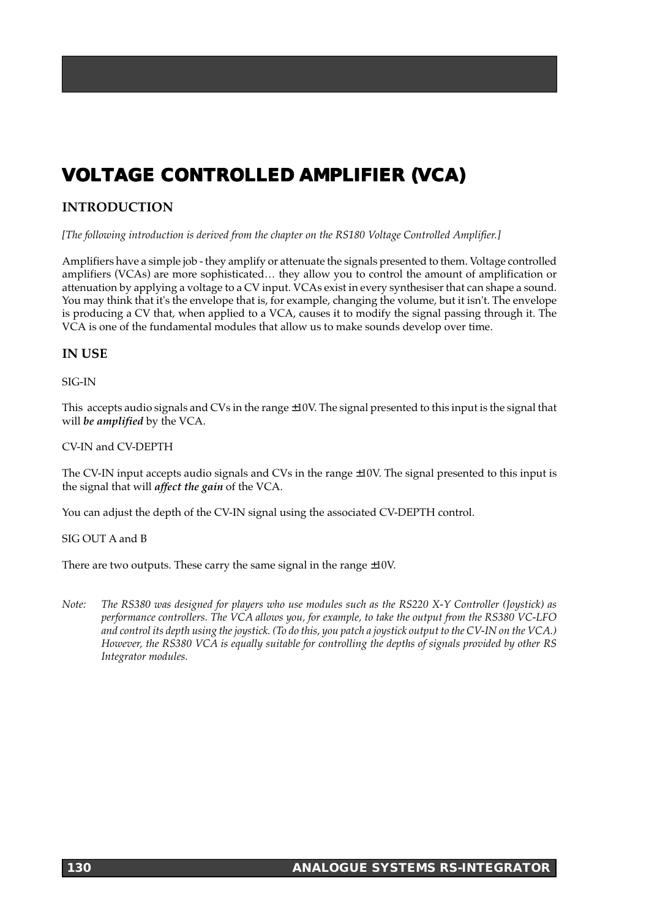# VOLTAGE CONTROLLED AMPLIFIER (VCA)

## INTRODUCTION

*[The following introduction is derived from the chapter on the RS180 Voltage Controlled Amplifier.]*

Amplifiers have a simple job - they amplify or attenuate the signals presented to them. Voltage controlled amplifiers (VCAs) are more sophisticated… they allow you to control the amount of amplification or attenuation by applying a voltage to a CV input. VCAs exist in every synthesiser that can shape a sound. You may think that it's the envelope that is, for example, changing the volume, but it isn't. The envelope is producing a CV that, when applied to a VCA, causes it to modify the signal passing through it. The VCA is one of the fundamental modules that allow us to make sounds develop over time.

## IN USE

SIG-IN

This accepts audio signals and CVs in the range ±10V. The signal presented to this input is the signal that will ***be amplified*** by the VCA.

CV-IN and CV-DEPTH

The CV-IN input accepts audio signals and CVs in the range ±10V. The signal presented to this input is the signal that will ***affect the gain*** of the VCA.

You can adjust the depth of the CV-IN signal using the associated CV-DEPTH control.

SIG OUT A and B

There are two outputs. These carry the same signal in the range ±10V.

*Note: The RS380 was designed for players who use modules such as the RS220 X-Y Controller (Joystick) as performance controllers. The VCA allows you, for example, to take the output from the RS380 VC-LFO and control its depth using the joystick. (To do this, you patch a joystick output to the CV-IN on the VCA.) However, the RS380 VCA is equally suitable for controlling the depths of signals provided by other RS Integrator modules.*